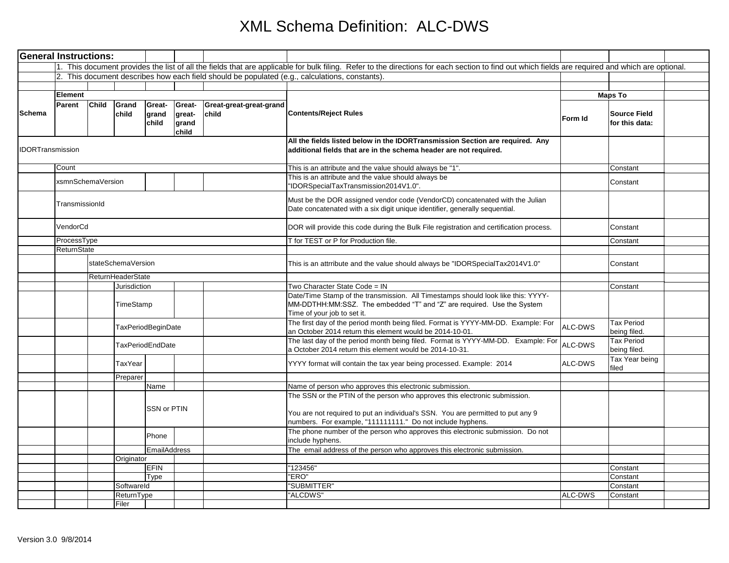# XML Schema Definition: ALC-DWS

| General Instructions: | | | | | | | | | | |
|---|---|---|---|---|---|---|---|---|---|---|
| | 1. This document provides the list of all the fields that are applicable for bulk filing. Refer to the directions for each section to find out which fields are required and which are optional. | | | | | | | | | |
| | 2. This document describes how each field should be populated (e.g., calculations, constants). | | | | | | | | | |
| | | | | | | | | | | |
| | **Element** | | | | | | | **Maps To** | | |
| **Schema** | **Parent** | **Child** | **Grand child** | **Great-grand child** | **Great-great-grand child** | **Great-great-great-grand child** | **Contents/Reject Rules** | **Form Id** | **Source Field for this data:** | |
| IDORTransmission | | | | | | | **All the fields listed below in the IDORTransmission Section are required. Any additional fields that are in the schema header are not required.** | | | |
| | Count | | | | | | This is an attribute and the value should always be "1". | | Constant | |
| | xsmnSchemaVersion | | | | | | This is an attribute and the value should always be "IDORSpecialTaxTransmission2014V1.0". | | Constant | |
| | TransmissionId | | | | | | Must be the DOR assigned vendor code (VendorCD) concatenated with the Julian Date concatenated with a six digit unique identifier, generally sequential. | | | |
| | VendorCd | | | | | | DOR will provide this code during the Bulk File registration and certification process. | | Constant | |
| | ProcessType | | | | | | T for TEST or P for Production file. | | Constant | |
| | ReturnState | | | | | | | | | |
| | | stateSchemaVersion | | | | | This is an attrribute and the value should always be "IDORSpecialTax2014V1.0" | | Constant | |
| | | ReturnHeaderState | | | | | | | | |
| | | | Jurisdiction | | | | Two Character State Code = IN | | Constant | |
| | | | TimeStamp | | | | Date/Time Stamp of the transmission. All Timestamps should look like this: YYYY-MM-DDTHH:MM:SSZ. The embedded "T" and "Z" are required. Use the System Time of your job to set it. | | | |
| | | | TaxPeriodBeginDate | | | | The first day of the period month being filed. Format is YYYY-MM-DD. Example: For an October 2014 return this element would be 2014-10-01. | ALC-DWS | Tax Period being filed. | |
| | | | TaxPeriodEndDate | | | | The last day of the period month being filed. Format is YYYY-MM-DD. Example: For a October 2014 return this element would be 2014-10-31. | ALC-DWS | Tax Period being filed. | |
| | | | TaxYear | | | | YYYY format will contain the tax year being processed. Example: 2014 | ALC-DWS | Tax Year being filed | |
| | | | Preparer | | | | | | | |
| | | | | Name | | | Name of person who approves this electronic submission. | | | |
| | | | | SSN or PTIN | | | The SSN or the PTIN of the person who approves this electronic submission.<br><br>You are not required to put an individual's SSN. You are permitted to put any 9 numbers. For example, "111111111." Do not include hyphens. | | | |
| | | | | Phone | | | The phone number of the person who approves this electronic submission. Do not include hyphens. | | | |
| | | | | EmailAddress | | | The email address of the person who approves this electronic submission. | | | |
| | | | Originator | | | | | | | |
| | | | | EFIN | | | "123456" | | Constant | |
| | | | | Type | | | "ERO" | | Constant | |
| | | | SoftwareId | | | | "SUBMITTER" | | Constant | |
| | | | ReturnType | | | | "ALCDWS" | ALC-DWS | Constant | |
| | | | Filer | | | | | | | |

Version 3.0 9/8/2014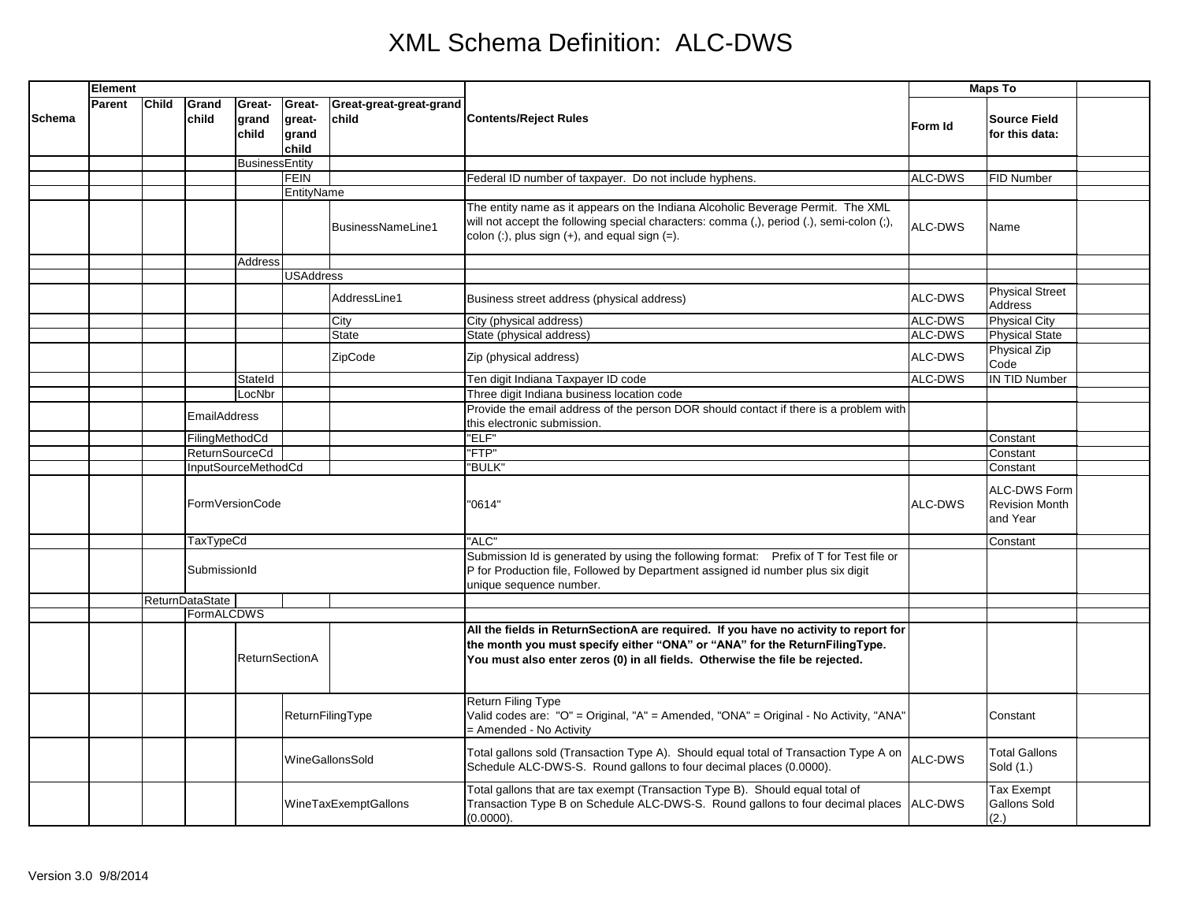# XML Schema Definition: ALC-DWS

| Schema | Element | | | | | | Contents/Reject Rules | Maps To | | |
|---|---|---|---|---|---|---|---|---|---|---|
| | Parent | Child | Grand child | Great-grand child | Great-great-grand child | Great-great-great-grand child | | Form Id | Source Field for this data: | |
| | | | | BusinessEntity | | | | | | |
| | | | | | FEIN | | Federal ID number of taxpayer. Do not include hyphens. | ALC-DWS | FID Number | |
| | | | | | EntityName | | | | | |
| | | | | | | BusinessNameLine1 | The entity name as it appears on the Indiana Alcoholic Beverage Permit. The XML will not accept the following special characters: comma (,), period (.), semi-colon (;), colon (:), plus sign (+), and equal sign (=). | ALC-DWS | Name | |
| | | | | Address | | | | | | |
| | | | | | USAddress | | | | | |
| | | | | | | AddressLine1 | Business street address (physical address) | ALC-DWS | Physical Street Address | |
| | | | | | | City | City (physical address) | ALC-DWS | Physical City | |
| | | | | | | State | State (physical address) | ALC-DWS | Physical State | |
| | | | | | | ZipCode | Zip (physical address) | ALC-DWS | Physical Zip Code | |
| | | | | StateId | | | Ten digit Indiana Taxpayer ID code | ALC-DWS | IN TID Number | |
| | | | | LocNbr | | | Three digit Indiana business location code | | | |
| | | | EmailAddress | | | | Provide the email address of the person DOR should contact if there is a problem with this electronic submission. | | | |
| | | | FilingMethodCd | | | | "ELF" | | Constant | |
| | | | ReturnSourceCd | | | | "FTP" | | Constant | |
| | | | InputSourceMethodCd | | | | "BULK" | | Constant | |
| | | | FormVersionCode | | | | "0614" | ALC-DWS | ALC-DWS Form Revision Month and Year | |
| | | | TaxTypeCd | | | | "ALC" | | Constant | |
| | | | SubmissionId | | | | Submission Id is generated by using the following format: Prefix of T for Test file or P for Production file, Followed by Department assigned id number plus six digit unique sequence number. | | | |
| | | ReturnDataState | | | | | | | | |
| | | | FormALCDWS | | | | | | | |
| | | | | ReturnSectionA | | | **All the fields in ReturnSectionA are required. If you have no activity to report for the month you must specify either "ONA" or "ANA" for the ReturnFilingType. You must also enter zeros (0) in all fields. Otherwise the file be rejected.** | | | |
| | | | | | ReturnFilingType | | Return Filing Type<br>Valid codes are: "O" = Original, "A" = Amended, "ONA" = Original - No Activity, "ANA" = Amended - No Activity | | Constant | |
| | | | | | WineGallonsSold | | Total gallons sold (Transaction Type A). Should equal total of Transaction Type A on Schedule ALC-DWS-S. Round gallons to four decimal places (0.0000). | ALC-DWS | Total Gallons Sold (1.) | |
| | | | | | WineTaxExemptGallons | | Total gallons that are tax exempt (Transaction Type B). Should equal total of Transaction Type B on Schedule ALC-DWS-S. Round gallons to four decimal places (0.0000). | ALC-DWS | Tax Exempt Gallons Sold (2.) | |

Version 3.0 9/8/2014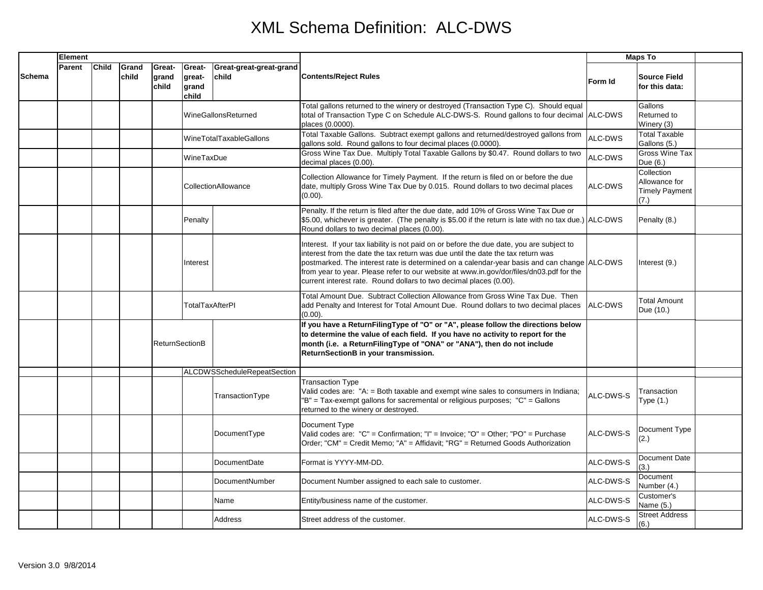# XML Schema Definition: ALC-DWS

| Schema | Element | | | | | | Contents/Reject Rules | Maps To | | |
|---|---|---|---|---|---|---|---|---|---|---|
| | Parent | Child | Grand child | Great-grand child | Great-great-grand child | Great-great-great-grand child | | Form Id | Source Field for this data: | |
| | | | | | WineGallonsReturned | | Total gallons returned to the winery or destroyed (Transaction Type C). Should equal total of Transaction Type C on Schedule ALC-DWS-S. Round gallons to four decimal places (0.0000). | ALC-DWS | Gallons Returned to Winery (3) | |
| | | | | | WineTotalTaxableGallons | | Total Taxable Gallons. Subtract exempt gallons and returned/destroyed gallons from gallons sold. Round gallons to four decimal places (0.0000). | ALC-DWS | Total Taxable Gallons (5.) | |
| | | | | | WineTaxDue | | Gross Wine Tax Due. Multiply Total Taxable Gallons by $0.47. Round dollars to two decimal places (0.00). | ALC-DWS | Gross Wine Tax Due (6.) | |
| | | | | | CollectionAllowance | | Collection Allowance for Timely Payment. If the return is filed on or before the due date, multiply Gross Wine Tax Due by 0.015. Round dollars to two decimal places (0.00). | ALC-DWS | Collection Allowance for Timely Payment (7.) | |
| | | | | | Penalty | | Penalty. If the return is filed after the due date, add 10% of Gross Wine Tax Due or $5.00, whichever is greater. (The penalty is $5.00 if the return is late with no tax due.) Round dollars to two decimal places (0.00). | ALC-DWS | Penalty (8.) | |
| | | | | | Interest | | Interest. If your tax liability is not paid on or before the due date, you are subject to interest from the date the tax return was due until the date the tax return was postmarked. The interest rate is determined on a calendar-year basis and can change from year to year. Please refer to our website at www.in.gov/dor/files/dn03.pdf for the current interest rate. Round dollars to two decimal places (0.00). | ALC-DWS | Interest (9.) | |
| | | | | | TotalTaxAfterPI | | Total Amount Due. Subtract Collection Allowance from Gross Wine Tax Due. Then add Penalty and Interest for Total Amount Due. Round dollars to two decimal places (0.00). | ALC-DWS | Total Amount Due (10.) | |
| | | | | ReturnSectionB | | | **If you have a ReturnFilingType of "O" or "A", please follow the directions below to determine the value of each field. If you have no activity to report for the month (i.e. a ReturnFilingType of "ONA" or "ANA"), then do not include ReturnSectionB in your transmission.** | | | |
| | | | | | ALCDWSScheduleRepeatSection | | | | | |
| | | | | | | TransactionType | Transaction Type<br>Valid codes are: "A: = Both taxable and exempt wine sales to consumers in Indiana; "B" = Tax-exempt gallons for sacremental or religious purposes; "C" = Gallons returned to the winery or destroyed. | ALC-DWS-S | Transaction Type (1.) | |
| | | | | | | DocumentType | Document Type<br>Valid codes are: "C" = Confirmation; "I" = Invoice; "O" = Other; "PO" = Purchase Order; "CM" = Credit Memo; "A" = Affidavit; "RG" = Returned Goods Authorization | ALC-DWS-S | Document Type (2.) | |
| | | | | | | DocumentDate | Format is YYYY-MM-DD. | ALC-DWS-S | Document Date (3.) | |
| | | | | | | DocumentNumber | Document Number assigned to each sale to customer. | ALC-DWS-S | Document Number (4.) | |
| | | | | | | Name | Entity/business name of the customer. | ALC-DWS-S | Customer's Name (5.) | |
| | | | | | | Address | Street address of the customer. | ALC-DWS-S | Street Address (6.) | |

Version 3.0 9/8/2014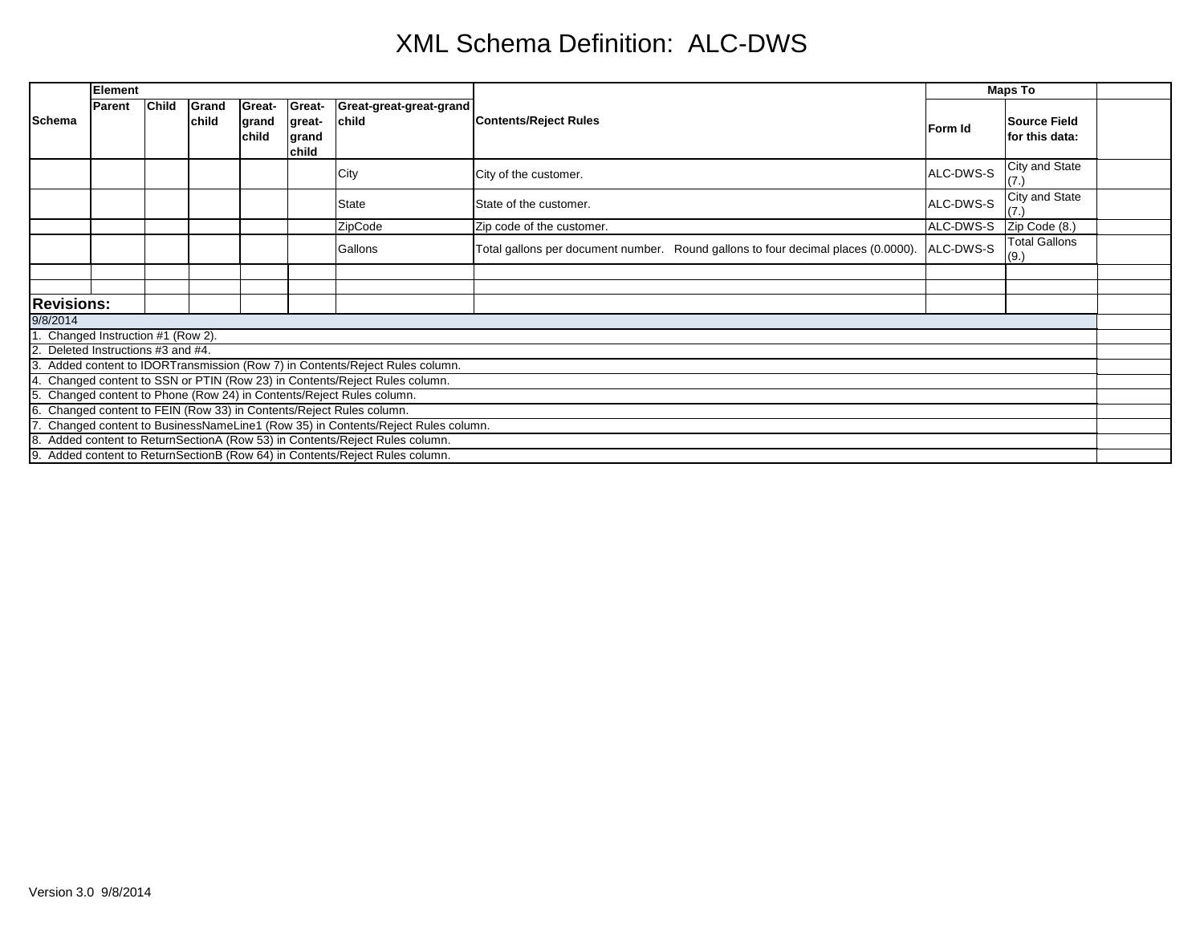# XML Schema Definition: ALC-DWS

| Schema | Element | | | | | | Contents/Reject Rules | Maps To | | |
|---|---|---|---|---|---|---|---|---|---|---|
| | Parent | Child | Grand child | Great-grand child | Great-great-grand child | Great-great-great-grand child | | Form Id | Source Field for this data: | |
| | | | | | | City | City of the customer. | ALC-DWS-S | City and State (7.) | |
| | | | | | | State | State of the customer. | ALC-DWS-S | City and State (7.) | |
| | | | | | | ZipCode | Zip code of the customer. | ALC-DWS-S | Zip Code (8.) | |
| | | | | | | Gallons | Total gallons per document number. Round gallons to four decimal places (0.0000). | ALC-DWS-S | Total Gallons (9.) | |

## Revisions:

9/8/2014

1. Changed Instruction #1 (Row 2).
2. Deleted Instructions #3 and #4.
3. Added content to IDORTransmission (Row 7) in Contents/Reject Rules column.
4. Changed content to SSN or PTIN (Row 23) in Contents/Reject Rules column.
5. Changed content to Phone (Row 24) in Contents/Reject Rules column.
6. Changed content to FEIN (Row 33) in Contents/Reject Rules column.
7. Changed content to BusinessNameLine1 (Row 35) in Contents/Reject Rules column.
8. Added content to ReturnSectionA (Row 53) in Contents/Reject Rules column.
9. Added content to ReturnSectionB (Row 64) in Contents/Reject Rules column.

Version 3.0 9/8/2014